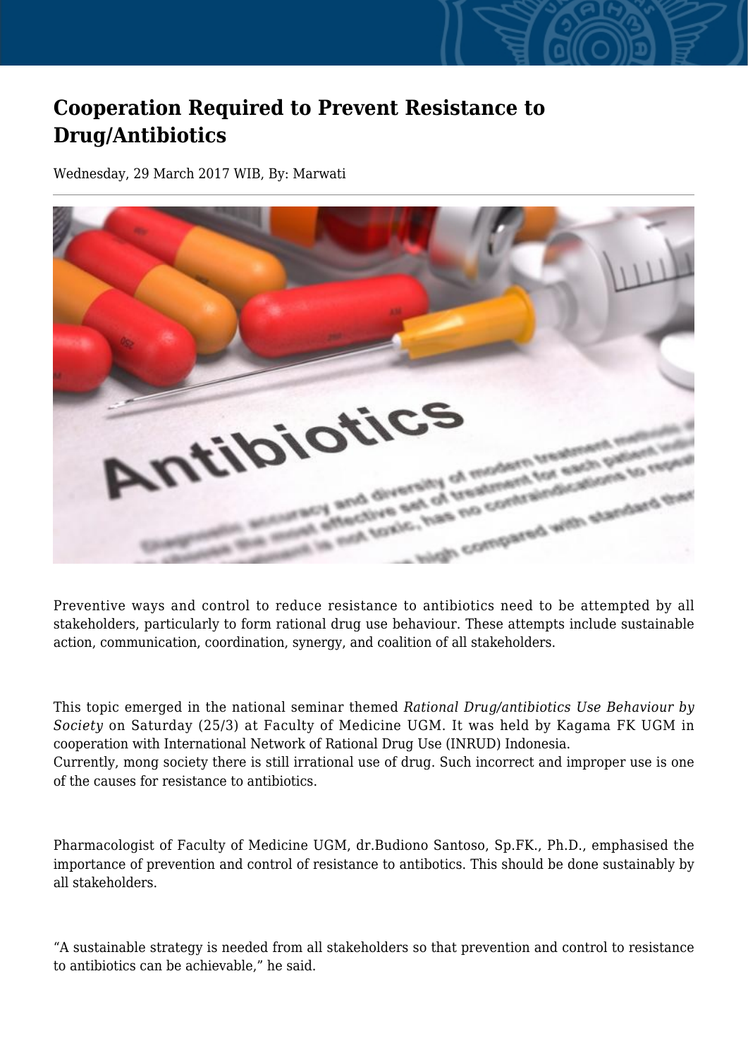# Cooperation Required to Prevent Resistance to Drug/Antibiotics

Wednesday, 29 March 2017 WIB, By: Marwati

---

Preventive ways and control to reduce resistance to antibiotics need to be attempted by all stakeholders, particularly to form rational drug use behaviour. These attempts include sustainable action, communication, coordination, synergy, and coalition of all stakeholders.

This topic emerged in the national seminar themed *Rational Drug/antibiotics Use Behaviour by Society* on Saturday (25/3) at Faculty of Medicine UGM. It was held by Kagama FK UGM in cooperation with International Network of Rational Drug Use (INRUD) Indonesia.
Currently, mong society there is still irrational use of drug. Such incorrect and improper use is one of the causes for resistance to antibiotics.

Pharmacologist of Faculty of Medicine UGM, dr.Budiono Santoso, Sp.FK., Ph.D., emphasised the importance of prevention and control of resistance to antibotics. This should be done sustainably by all stakeholders.

"A sustainable strategy is needed from all stakeholders so that prevention and control to resistance to antibiotics can be achievable," he said.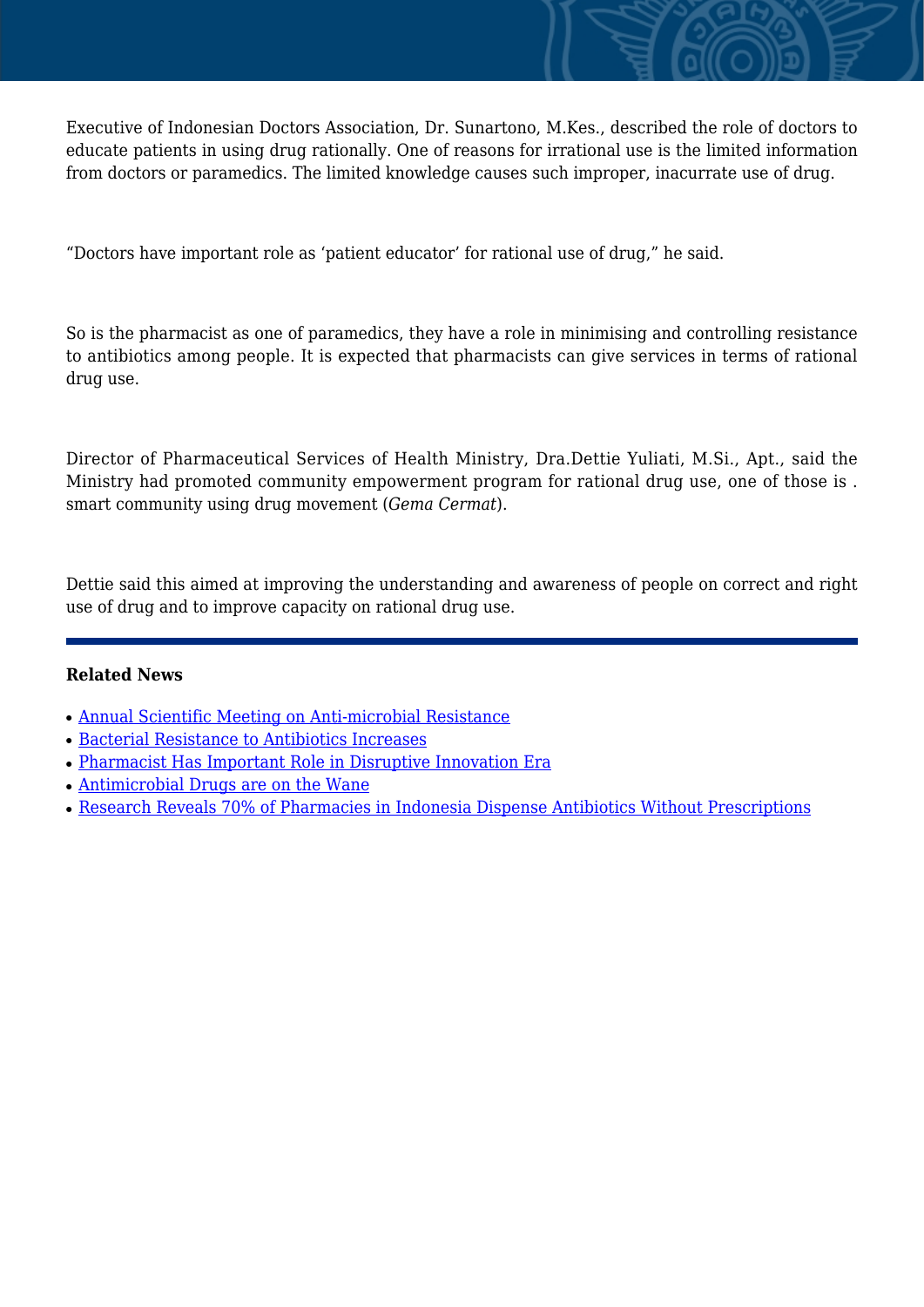Executive of Indonesian Doctors Association, Dr. Sunartono, M.Kes., described the role of doctors to educate patients in using drug rationally. One of reasons for irrational use is the limited information from doctors or paramedics. The limited knowledge causes such improper, inacurrate use of drug.

“Doctors have important role as ‘patient educator’ for rational use of drug,” he said.

So is the pharmacist as one of paramedics, they have a role in minimising and controlling resistance to antibiotics among people. It is expected that pharmacists can give services in terms of rational drug use.

Director of Pharmaceutical Services of Health Ministry, Dra.Dettie Yuliati, M.Si., Apt., said the Ministry had promoted community empowerment program for rational drug use, one of those is . smart community using drug movement (*Gema Cermat*).

Dettie said this aimed at improving the understanding and awareness of people on correct and right use of drug and to improve capacity on rational drug use.

---

**Related News**

- Annual Scientific Meeting on Anti-microbial Resistance
- Bacterial Resistance to Antibiotics Increases
- Pharmacist Has Important Role in Disruptive Innovation Era
- Antimicrobial Drugs are on the Wane
- Research Reveals 70% of Pharmacies in Indonesia Dispense Antibiotics Without Prescriptions